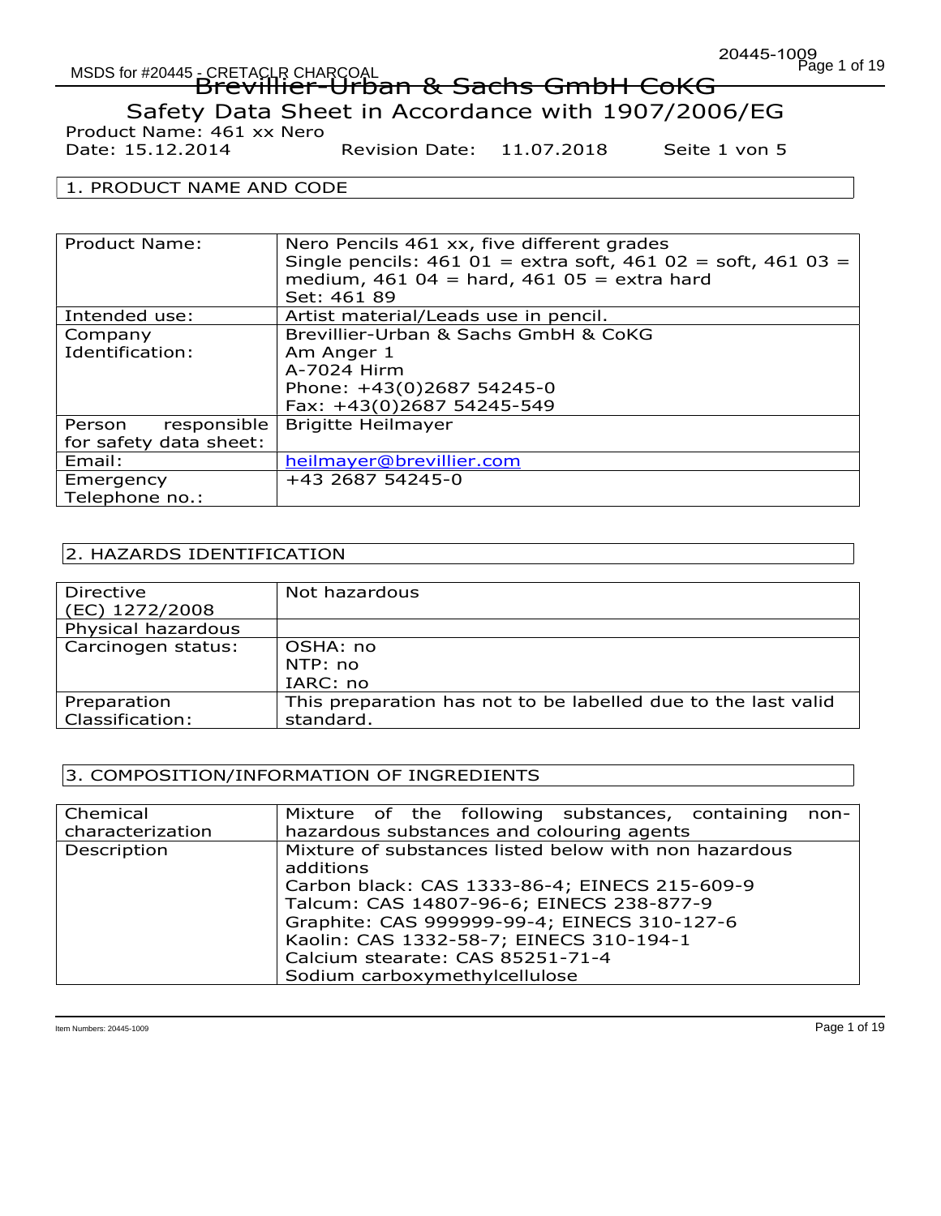# Brevillier-Urban & Sachs GmbH CoKG

## Safety Data Sheet in Accordance with 1907/2006/EG

Product Name: 461 xx Nero
Date: 15.12.2014 Revision Date: 11.07.2018 Seite 1 von 5

## 1. PRODUCT NAME AND CODE

| | |
|---|---|
| Product Name: | Nero Pencils 461 xx, five different grades<br>Single pencils: 461 01 = extra soft, 461 02 = soft, 461 03 = medium, 461 04 = hard, 461 05 = extra hard<br>Set: 461 89 |
| Intended use: | Artist material/Leads use in pencil. |
| Company Identification: | Brevillier-Urban & Sachs GmbH & CoKG<br>Am Anger 1<br>A-7024 Hirm<br>Phone: +43(0)2687 54245-0<br>Fax: +43(0)2687 54245-549 |
| Person responsible for safety data sheet: | Brigitte Heilmayer |
| Email: | heilmayer@brevillier.com |
| Emergency Telephone no.: | +43 2687 54245-0 |

## 2. HAZARDS IDENTIFICATION

| | |
|---|---|
| Directive (EC) 1272/2008 | Not hazardous |
| Physical hazardous | |
| Carcinogen status: | OSHA: no<br>NTP: no<br>IARC: no |
| Preparation Classification: | This preparation has not to be labelled due to the last valid standard. |

## 3. COMPOSITION/INFORMATION OF INGREDIENTS

| | |
|---|---|
| Chemical characterization | Mixture of the following substances, containing non-hazardous substances and colouring agents |
| Description | Mixture of substances listed below with non hazardous additions<br>Carbon black: CAS 1333-86-4; EINECS 215-609-9<br>Talcum: CAS 14807-96-6; EINECS 238-877-9<br>Graphite: CAS 999999-99-4; EINECS 310-127-6<br>Kaolin: CAS 1332-58-7; EINECS 310-194-1<br>Calcium stearate: CAS 85251-71-4<br>Sodium carboxymethylcellulose |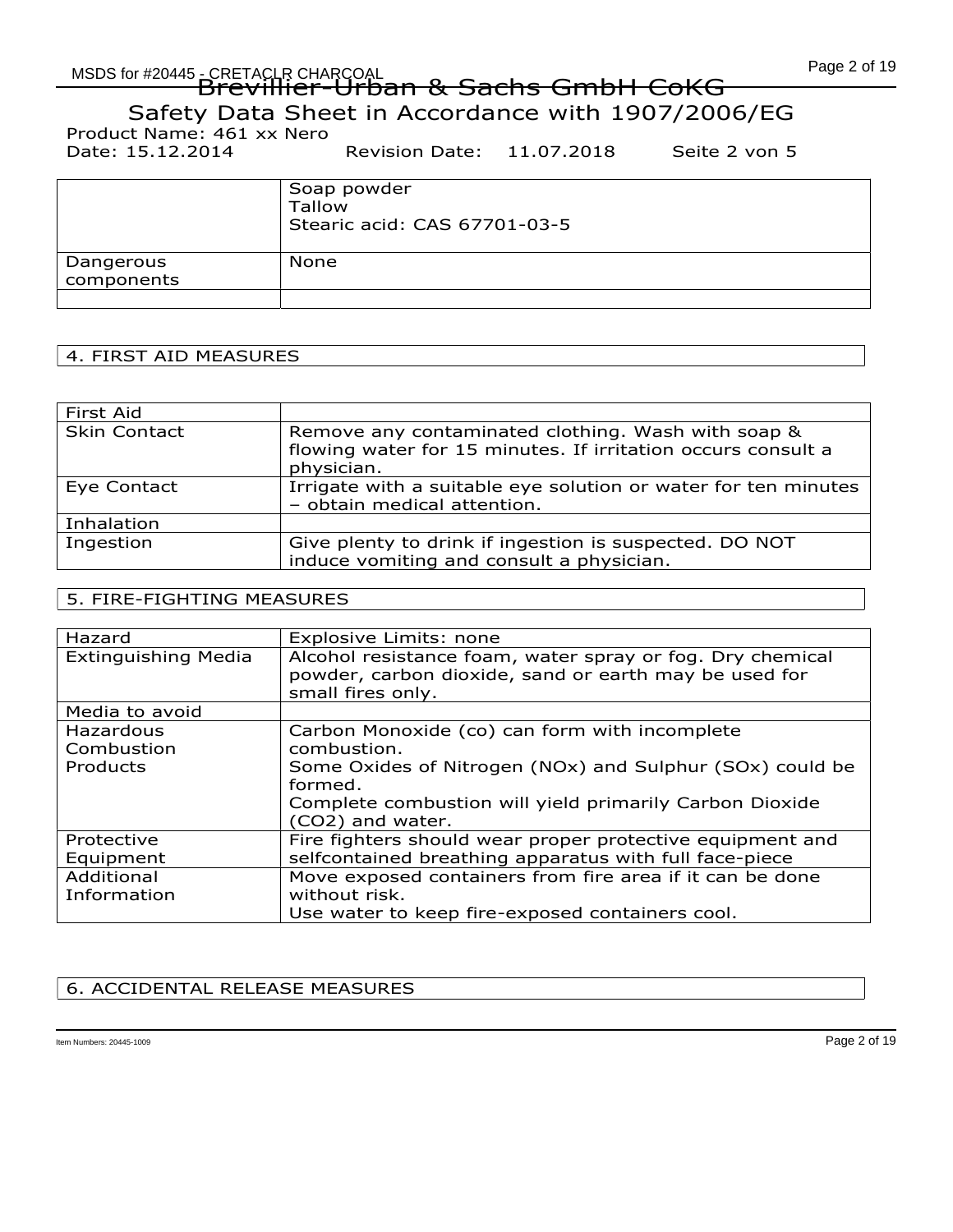Brevillier-Urban & Sachs GmbH CoKG

Safety Data Sheet in Accordance with 1907/2006/EG

Product Name: 461 xx Nero

Date: 15.12.2014 Revision Date: 11.07.2018 Seite 2 von 5

| | |
|---|---|
| | Soap powder<br>Tallow<br>Stearic acid: CAS 67701-03-5 |
| Dangerous components | None |
| | |

## 4. FIRST AID MEASURES

| First Aid | |
|---|---|
| Skin Contact | Remove any contaminated clothing. Wash with soap & flowing water for 15 minutes. If irritation occurs consult a physician. |
| Eye Contact | Irrigate with a suitable eye solution or water for ten minutes – obtain medical attention. |
| Inhalation | |
| Ingestion | Give plenty to drink if ingestion is suspected. DO NOT induce vomiting and consult a physician. |

## 5. FIRE-FIGHTING MEASURES

| Hazard | Explosive Limits: none |
|---|---|
| Extinguishing Media | Alcohol resistance foam, water spray or fog. Dry chemical powder, carbon dioxide, sand or earth may be used for small fires only. |
| Media to avoid | |
| Hazardous Combustion Products | Carbon Monoxide (co) can form with incomplete combustion.<br>Some Oxides of Nitrogen (NOx) and Sulphur (SOx) could be formed.<br>Complete combustion will yield primarily Carbon Dioxide ($CO_2$) and water. |
| Protective Equipment | Fire fighters should wear proper protective equipment and selfcontained breathing apparatus with full face-piece |
| Additional Information | Move exposed containers from fire area if it can be done without risk.<br>Use water to keep fire-exposed containers cool. |

## 6. ACCIDENTAL RELEASE MEASURES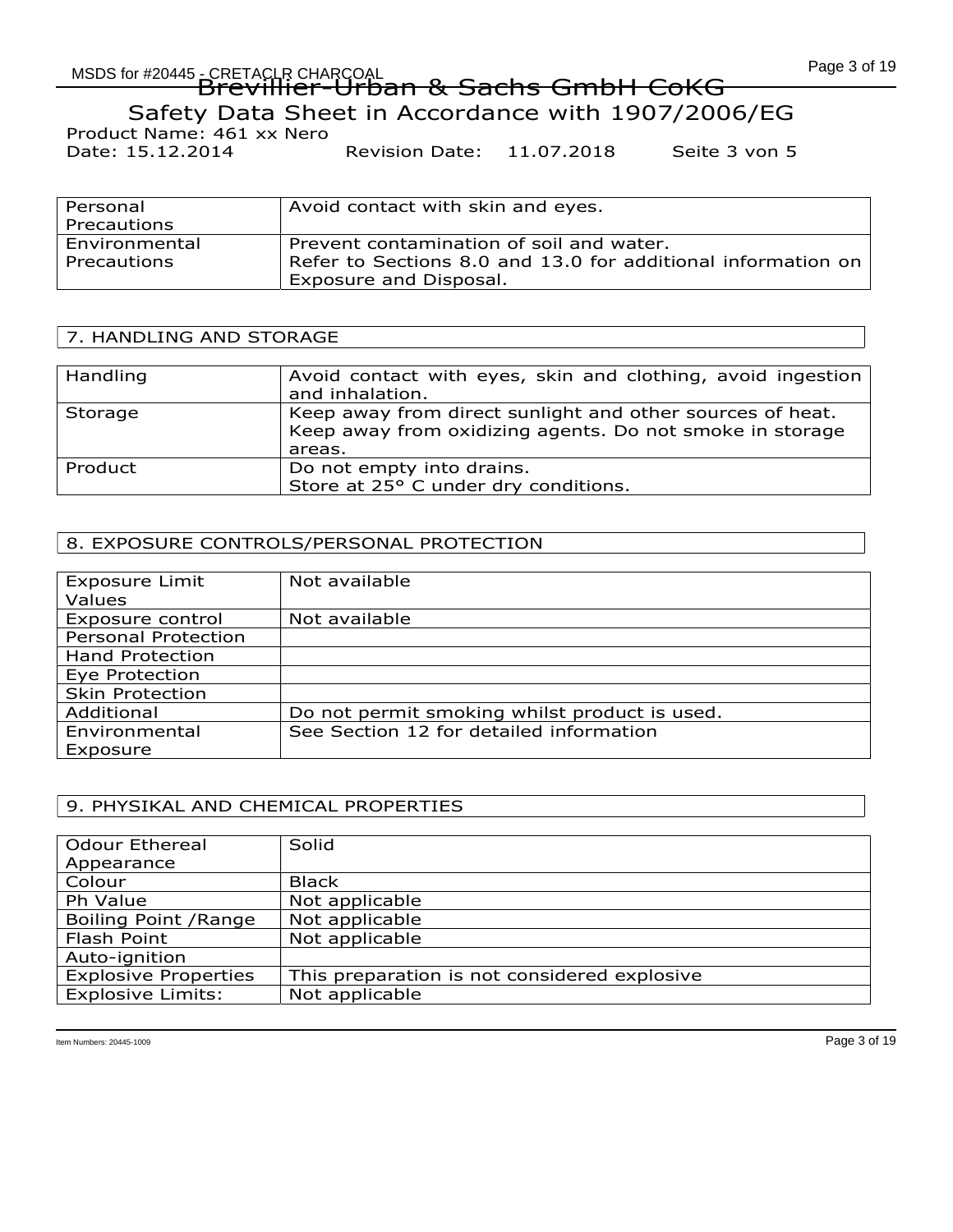Brevillier-Urban & Sachs GmbH CoKG

Safety Data Sheet in Accordance with 1907/2006/EG

Product Name: 461 xx Nero

Date: 15.12.2014 Revision Date: 11.07.2018 Seite 3 von 5

| | |
|---|---|
| Personal Precautions | Avoid contact with skin and eyes. |
| Environmental Precautions | Prevent contamination of soil and water.<br>Refer to Sections 8.0 and 13.0 for additional information on Exposure and Disposal. |

## 7. HANDLING AND STORAGE

| | |
|---|---|
| Handling | Avoid contact with eyes, skin and clothing, avoid ingestion and inhalation. |
| Storage | Keep away from direct sunlight and other sources of heat. Keep away from oxidizing agents. Do not smoke in storage areas. |
| Product | Do not empty into drains.<br>Store at 25° C under dry conditions. |

## 8. EXPOSURE CONTROLS/PERSONAL PROTECTION

| | |
|---|---|
| Exposure Limit Values | Not available |
| Exposure control | Not available |
| Personal Protection | |
| Hand Protection | |
| Eye Protection | |
| Skin Protection | |
| Additional | Do not permit smoking whilst product is used. |
| Environmental Exposure | See Section 12 for detailed information |

## 9. PHYSIKAL AND CHEMICAL PROPERTIES

| | |
|---|---|
| Odour Ethereal Appearance | Solid |
| Colour | Black |
| Ph Value | Not applicable |
| Boiling Point /Range | Not applicable |
| Flash Point | Not applicable |
| Auto-ignition | |
| Explosive Properties | This preparation is not considered explosive |
| Explosive Limits: | Not applicable |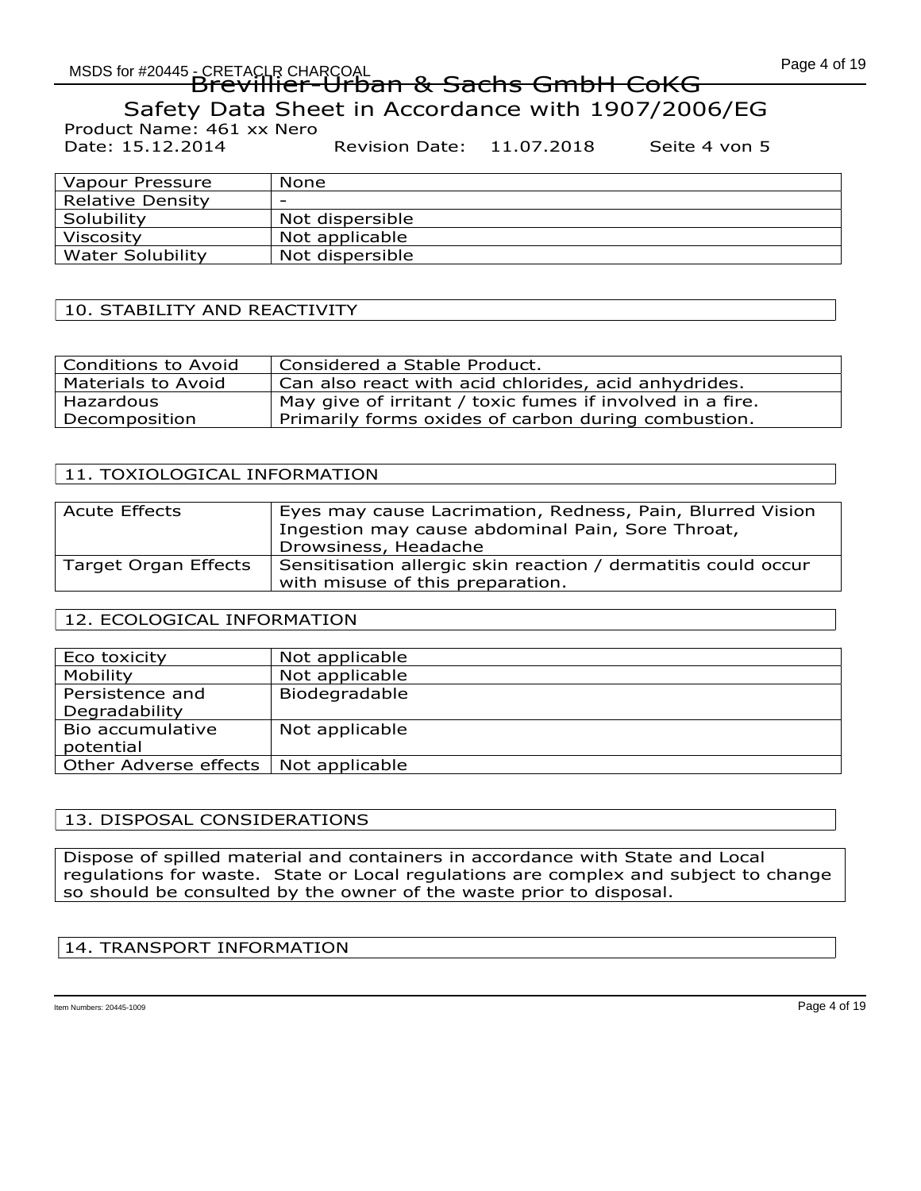Brevillier-Urban & Sachs GmbH CoKG

Safety Data Sheet in Accordance with 1907/2006/EG

Product Name: 461 xx Nero

Date: 15.12.2014 Revision Date: 11.07.2018 Seite 4 von 5

| Vapour Pressure | None |
|---|---|
| Relative Density | - |
| Solubility | Not dispersible |
| Viscosity | Not applicable |
| Water Solubility | Not dispersible |

## 10. STABILITY AND REACTIVITY

| Conditions to Avoid | Considered a Stable Product. |
|---|---|
| Materials to Avoid | Can also react with acid chlorides, acid anhydrides. |
| Hazardous Decomposition | May give of irritant / toxic fumes if involved in a fire. Primarily forms oxides of carbon during combustion. |

## 11. TOXIOLOGICAL INFORMATION

| Acute Effects | Eyes may cause Lacrimation, Redness, Pain, Blurred Vision Ingestion may cause abdominal Pain, Sore Throat, Drowsiness, Headache |
|---|---|
| Target Organ Effects | Sensitisation allergic skin reaction / dermatitis could occur with misuse of this preparation. |

## 12. ECOLOGICAL INFORMATION

| Eco toxicity | Not applicable |
|---|---|
| Mobility | Not applicable |
| Persistence and Degradability | Biodegradable |
| Bio accumulative potential | Not applicable |
| Other Adverse effects | Not applicable |

## 13. DISPOSAL CONSIDERATIONS

Dispose of spilled material and containers in accordance with State and Local regulations for waste. State or Local regulations are complex and subject to change so should be consulted by the owner of the waste prior to disposal.

## 14. TRANSPORT INFORMATION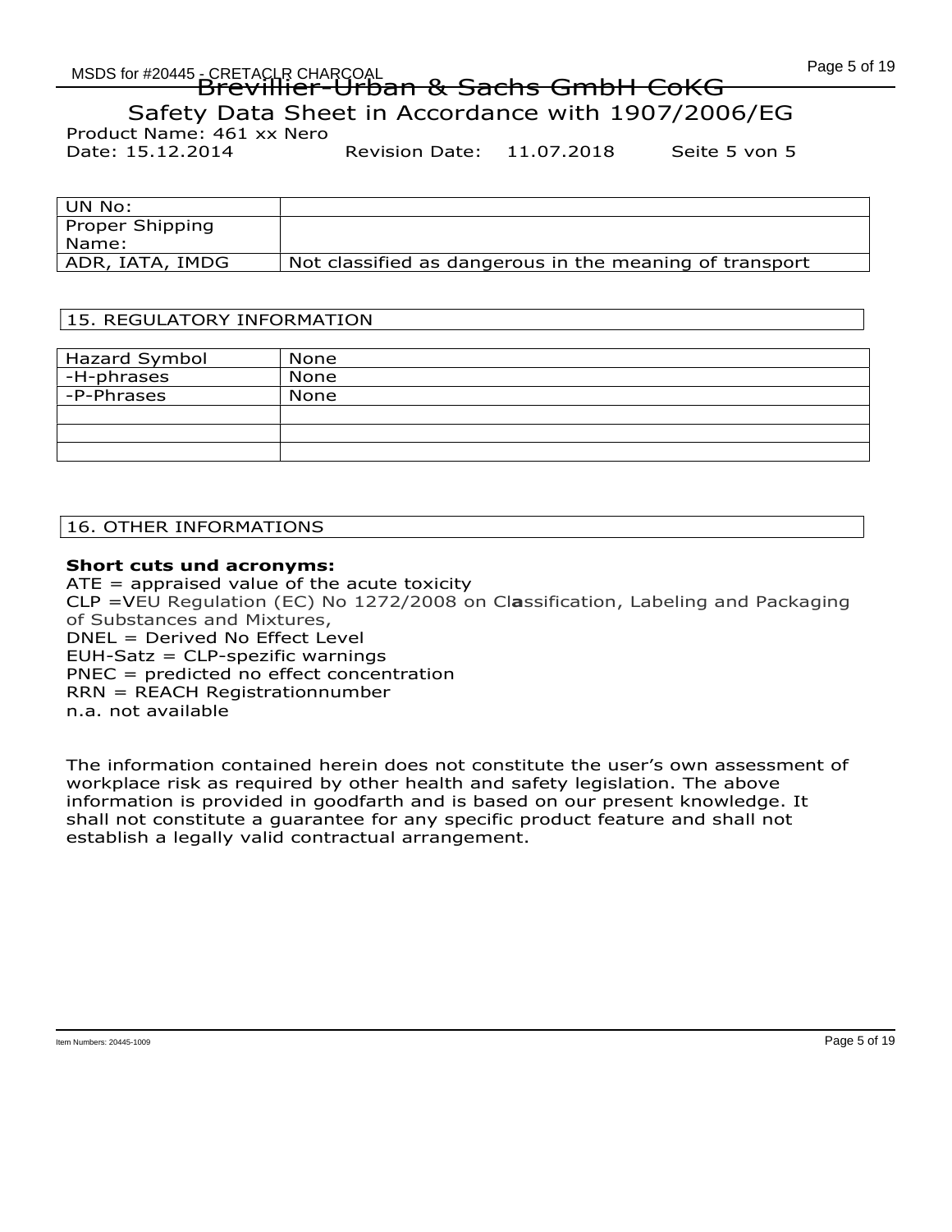Brevillier-Urban & Sachs GmbH CoKG

Safety Data Sheet in Accordance with 1907/2006/EG

Product Name: 461 xx Nero

Date: 15.12.2014 Revision Date: 11.07.2018 Seite 5 von 5

| UN No: | |
|---|---|
| Proper Shipping Name: | |
| ADR, IATA, IMDG | Not classified as dangerous in the meaning of transport |

## 15. REGULATORY INFORMATION

| Hazard Symbol | None |
|---|---|
| -H-phrases | None |
| -P-Phrases | None |
| | |
| | |
| | |

## 16. OTHER INFORMATIONS

**Short cuts und acronyms:**

ATE = appraised value of the acute toxicity
CLP =VEU Regulation (EC) No 1272/2008 on Classification, Labeling and Packaging of Substances and Mixtures,
DNEL = Derived No Effect Level
EUH-Satz = CLP-spezific warnings
PNEC = predicted no effect concentration
RRN = REACH Registrationnumber
n.a. not available

The information contained herein does not constitute the user's own assessment of workplace risk as required by other health and safety legislation. The above information is provided in goodfarth and is based on our present knowledge. It shall not constitute a guarantee for any specific product feature and shall not establish a legally valid contractual arrangement.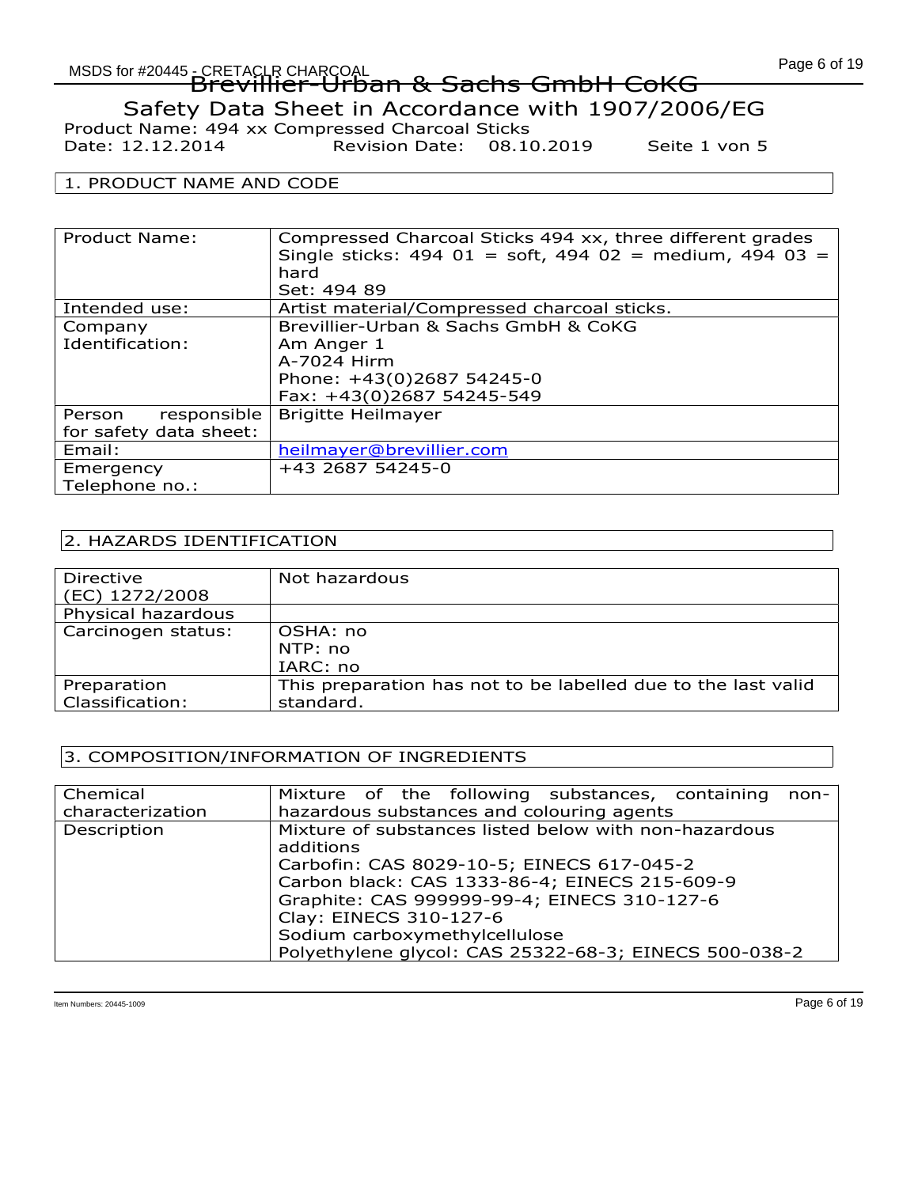# Brevillier-Urban & Sachs GmbH CoKG

## Safety Data Sheet in Accordance with 1907/2006/EG

Product Name: 494 xx Compressed Charcoal Sticks
Date: 12.12.2014 Revision Date: 08.10.2019 Seite 1 von 5

## 1. PRODUCT NAME AND CODE

| | |
|---|---|
| Product Name: | Compressed Charcoal Sticks 494 xx, three different grades<br>Single sticks: 494 01 = soft, 494 02 = medium, 494 03 = hard<br>Set: 494 89 |
| Intended use: | Artist material/Compressed charcoal sticks. |
| Company Identification: | Brevillier-Urban & Sachs GmbH & CoKG<br>Am Anger 1<br>A-7024 Hirm<br>Phone: +43(0)2687 54245-0<br>Fax: +43(0)2687 54245-549 |
| Person responsible for safety data sheet: | Brigitte Heilmayer |
| Email: | heilmayer@brevillier.com |
| Emergency Telephone no.: | +43 2687 54245-0 |

## 2. HAZARDS IDENTIFICATION

| | |
|---|---|
| Directive (EC) 1272/2008 | Not hazardous |
| Physical hazardous | |
| Carcinogen status: | OSHA: no<br>NTP: no<br>IARC: no |
| Preparation Classification: | This preparation has not to be labelled due to the last valid standard. |

## 3. COMPOSITION/INFORMATION OF INGREDIENTS

| | |
|---|---|
| Chemical characterization | Mixture of the following substances, containing non-hazardous substances and colouring agents |
| Description | Mixture of substances listed below with non-hazardous additions<br>Carbofin: CAS 8029-10-5; EINECS 617-045-2<br>Carbon black: CAS 1333-86-4; EINECS 215-609-9<br>Graphite: CAS 999999-99-4; EINECS 310-127-6<br>Clay: EINECS 310-127-6<br>Sodium carboxymethylcellulose<br>Polyethylene glycol: CAS 25322-68-3; EINECS 500-038-2 |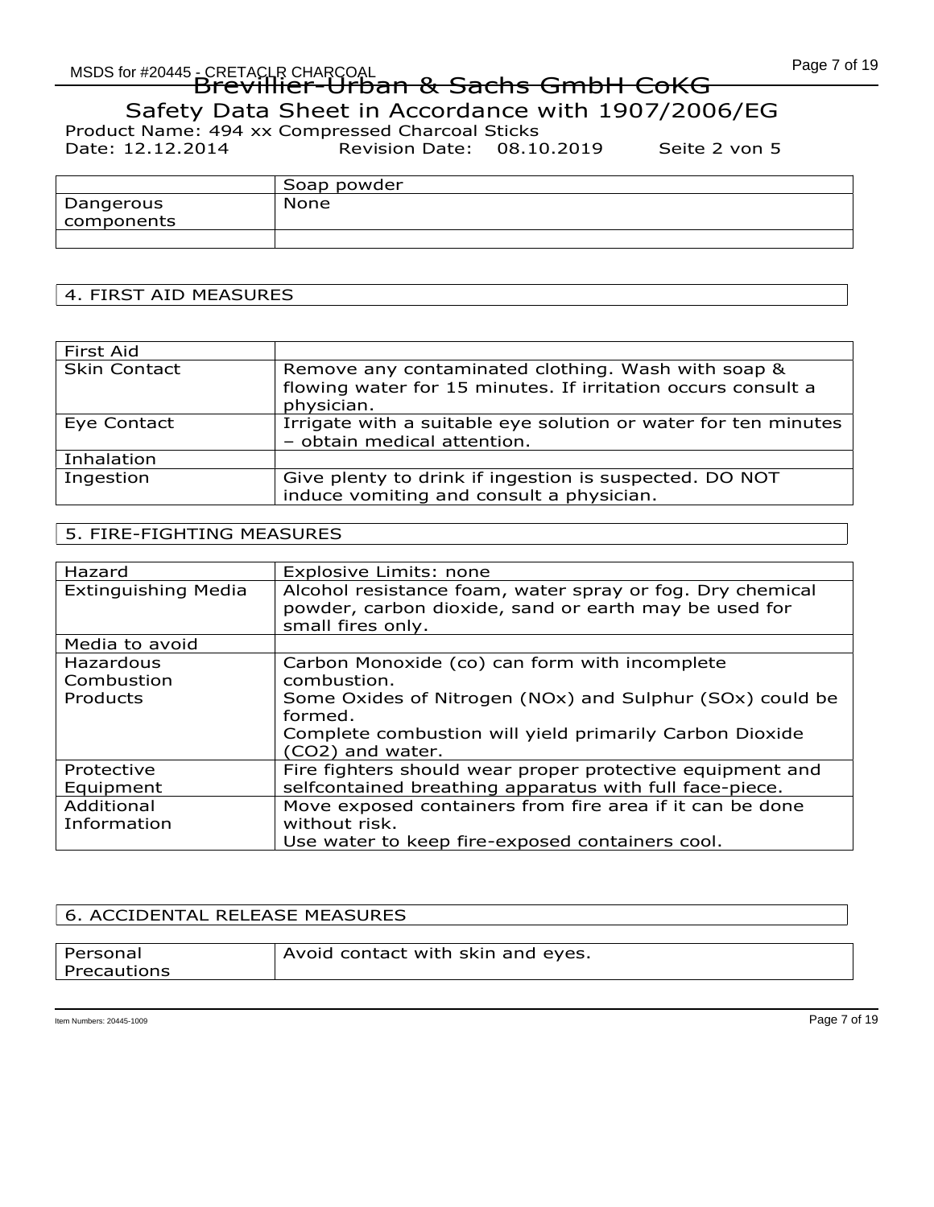# Breviller-Urban & Sachs GmbH CoKG

Safety Data Sheet in Accordance with 1907/2006/EG

Product Name: 494 xx Compressed Charcoal Sticks

Date: 12.12.2014 Revision Date: 08.10.2019 Seite 2 von 5

| | Soap powder |
|---|---|
| Dangerous components | None |
| | |

## 4. FIRST AID MEASURES

| First Aid | |
|---|---|
| Skin Contact | Remove any contaminated clothing. Wash with soap & flowing water for 15 minutes. If irritation occurs consult a physician. |
| Eye Contact | Irrigate with a suitable eye solution or water for ten minutes – obtain medical attention. |
| Inhalation | |
| Ingestion | Give plenty to drink if ingestion is suspected. DO NOT induce vomiting and consult a physician. |

## 5. FIRE-FIGHTING MEASURES

| Hazard | Explosive Limits: none |
|---|---|
| Extinguishing Media | Alcohol resistance foam, water spray or fog. Dry chemical powder, carbon dioxide, sand or earth may be used for small fires only. |
| Media to avoid | |
| Hazardous Combustion Products | Carbon Monoxide (co) can form with incomplete combustion.<br>Some Oxides of Nitrogen (NOx) and Sulphur (SOx) could be formed.<br>Complete combustion will yield primarily Carbon Dioxide ($CO_2$) and water. |
| Protective Equipment | Fire fighters should wear proper protective equipment and selfcontained breathing apparatus with full face-piece. |
| Additional Information | Move exposed containers from fire area if it can be done without risk.<br>Use water to keep fire-exposed containers cool. |

## 6. ACCIDENTAL RELEASE MEASURES

| Personal Precautions | Avoid contact with skin and eyes. |
|---|---|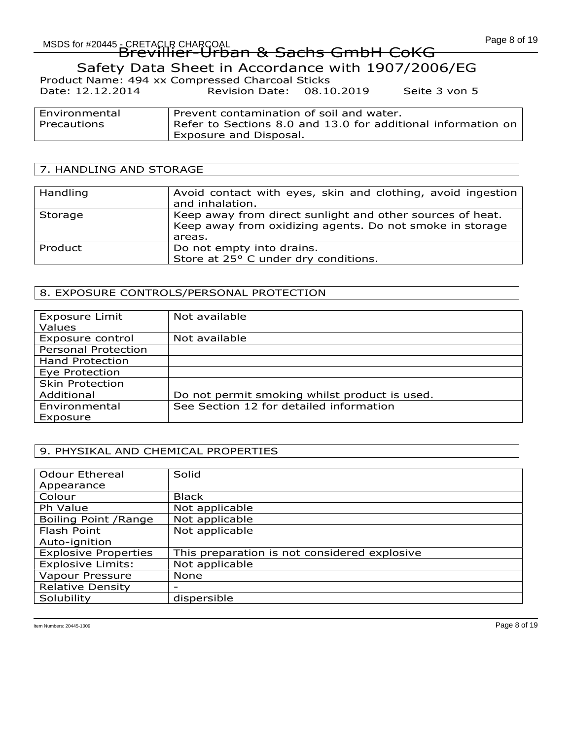# Brevillier-Urban & Sachs GmbH CoKG

## Safety Data Sheet in Accordance with 1907/2006/EG

Product Name: 494 xx Compressed Charcoal Sticks
Date: 12.12.2014 Revision Date: 08.10.2019 Seite 3 von 5

| | |
|---|---|
| Environmental Precautions | Prevent contamination of soil and water. Refer to Sections 8.0 and 13.0 for additional information on Exposure and Disposal. |

## 7. HANDLING AND STORAGE

| | |
|---|---|
| Handling | Avoid contact with eyes, skin and clothing, avoid ingestion and inhalation. |
| Storage | Keep away from direct sunlight and other sources of heat. Keep away from oxidizing agents. Do not smoke in storage areas. |
| Product | Do not empty into drains. Store at 25° C under dry conditions. |

## 8. EXPOSURE CONTROLS/PERSONAL PROTECTION

| | |
|---|---|
| Exposure Limit Values | Not available |
| Exposure control | Not available |
| Personal Protection | |
| Hand Protection | |
| Eye Protection | |
| Skin Protection | |
| Additional | Do not permit smoking whilst product is used. |
| Environmental Exposure | See Section 12 for detailed information |

## 9. PHYSIKAL AND CHEMICAL PROPERTIES

| | |
|---|---|
| Odour Ethereal Appearance | Solid |
| Colour | Black |
| Ph Value | Not applicable |
| Boiling Point /Range | Not applicable |
| Flash Point | Not applicable |
| Auto-ignition | |
| Explosive Properties | This preparation is not considered explosive |
| Explosive Limits: | Not applicable |
| Vapour Pressure | None |
| Relative Density | - |
| Solubility | dispersible |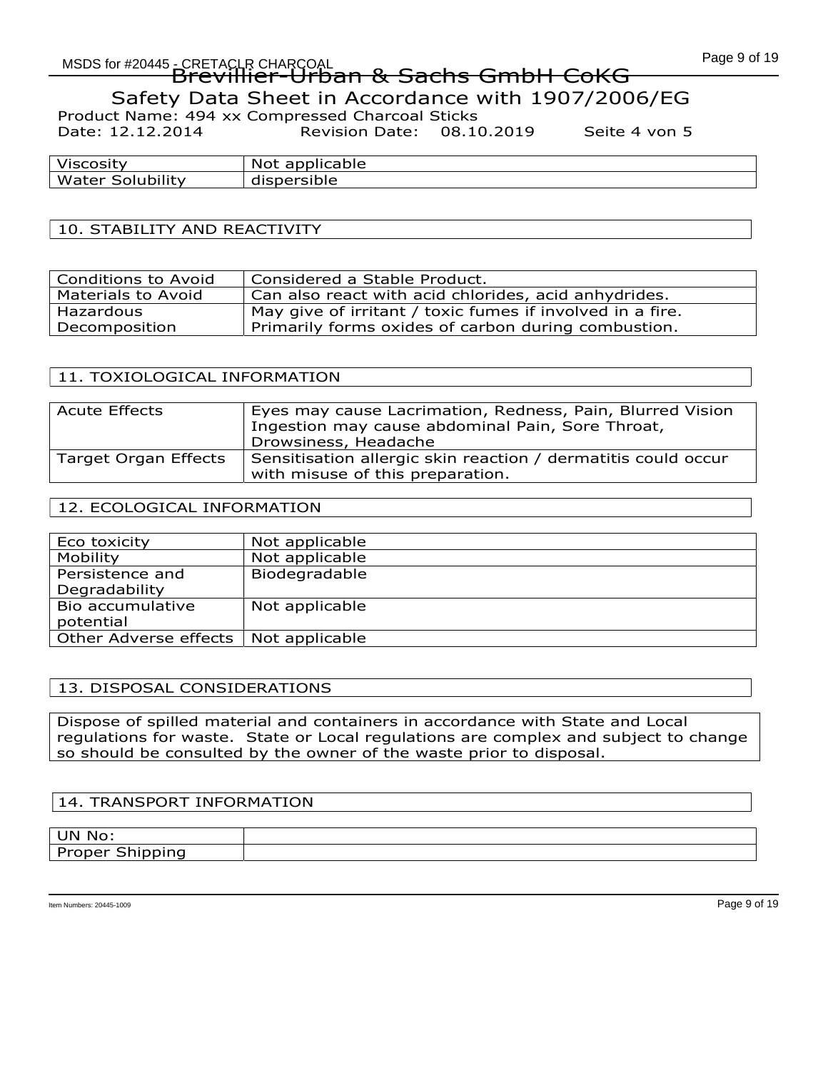Brevillier-Urban & Sachs GmbH CoKG

Safety Data Sheet in Accordance with 1907/2006/EG

Product Name: 494 xx Compressed Charcoal Sticks

Date: 12.12.2014 Revision Date: 08.10.2019 Seite 4 von 5

| | |
|---|---|
| Viscosity | Not applicable |
| Water Solubility | dispersible |

## 10. STABILITY AND REACTIVITY

| | |
|---|---|
| Conditions to Avoid | Considered a Stable Product. |
| Materials to Avoid | Can also react with acid chlorides, acid anhydrides. |
| Hazardous Decomposition | May give of irritant / toxic fumes if involved in a fire. Primarily forms oxides of carbon during combustion. |

## 11. TOXIOLOGICAL INFORMATION

| | |
|---|---|
| Acute Effects | Eyes may cause Lacrimation, Redness, Pain, Blurred Vision Ingestion may cause abdominal Pain, Sore Throat, Drowsiness, Headache |
| Target Organ Effects | Sensitisation allergic skin reaction / dermatitis could occur with misuse of this preparation. |

## 12. ECOLOGICAL INFORMATION

| | |
|---|---|
| Eco toxicity | Not applicable |
| Mobility | Not applicable |
| Persistence and Degradability | Biodegradable |
| Bio accumulative potential | Not applicable |
| Other Adverse effects | Not applicable |

## 13. DISPOSAL CONSIDERATIONS

Dispose of spilled material and containers in accordance with State and Local regulations for waste. State or Local regulations are complex and subject to change so should be consulted by the owner of the waste prior to disposal.

## 14. TRANSPORT INFORMATION

| | |
|---|---|
| UN No: | |
| Proper Shipping | |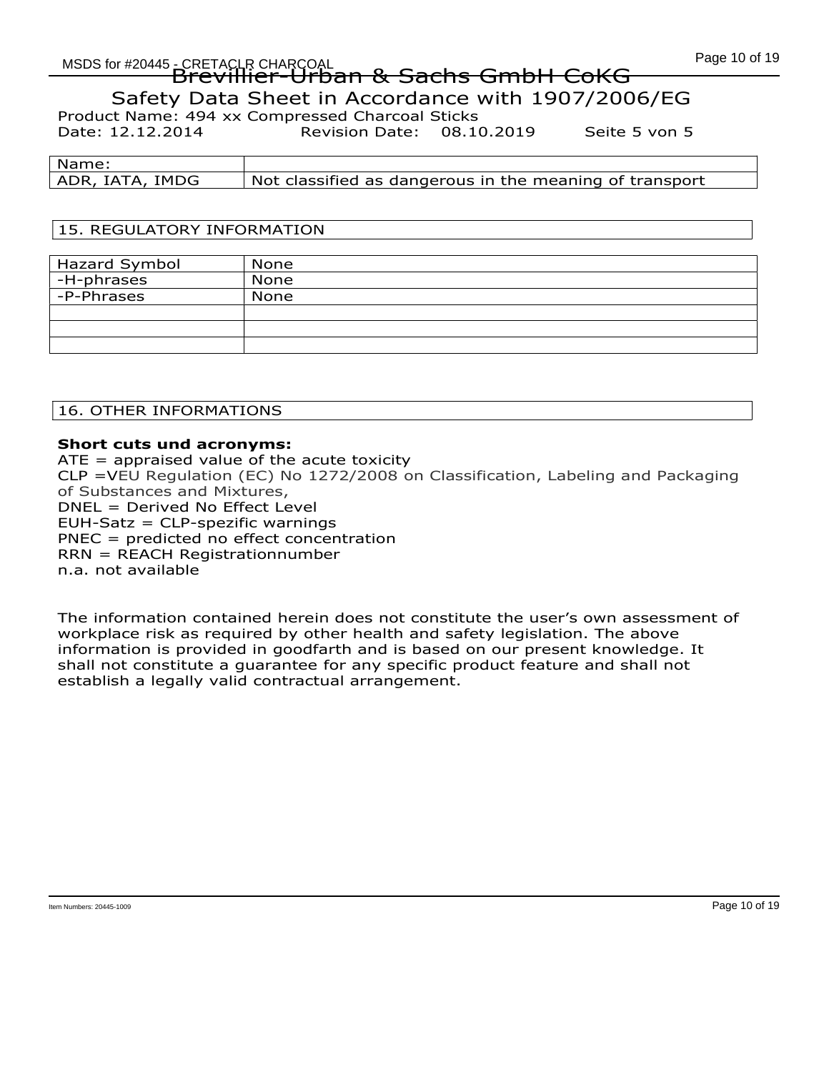Brevillier-Urban & Sachs GmbH CoKG

Safety Data Sheet in Accordance with 1907/2006/EG

Product Name: 494 xx Compressed Charcoal Sticks

Date: 12.12.2014 Revision Date: 08.10.2019 Seite 5 von 5

| Name: | |
|---|---|
| ADR, IATA, IMDG | Not classified as dangerous in the meaning of transport |

## 15. REGULATORY INFORMATION

| Hazard Symbol | None |
|---|---|
| -H-phrases | None |
| -P-Phrases | None |
| | |
| | |
| | |

## 16. OTHER INFORMATIONS

**Short cuts und acronyms:**

ATE = appraised value of the acute toxicity
CLP =VEU Regulation (EC) No 1272/2008 on Classification, Labeling and Packaging of Substances and Mixtures,
DNEL = Derived No Effect Level
EUH-Satz = CLP-spezific warnings
PNEC = predicted no effect concentration
RRN = REACH Registrationnumber
n.a. not available

The information contained herein does not constitute the user's own assessment of workplace risk as required by other health and safety legislation. The above information is provided in goodfarth and is based on our present knowledge. It shall not constitute a guarantee for any specific product feature and shall not establish a legally valid contractual arrangement.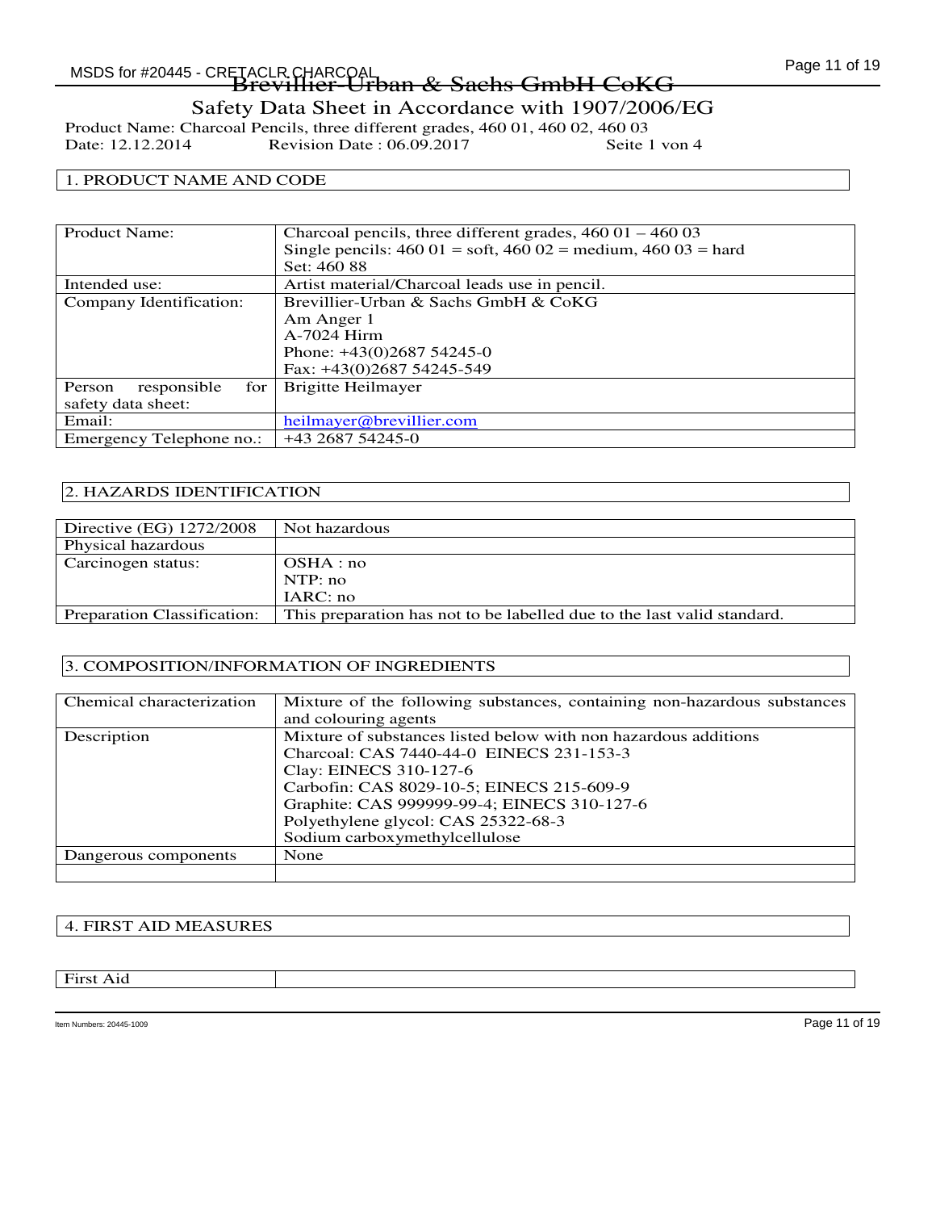# Brevillier-Urban & Sachs GmbH CoKG

Safety Data Sheet in Accordance with 1907/2006/EG

Product Name: Charcoal Pencils, three different grades, 460 01, 460 02, 460 03
Date: 12.12.2014 Revision Date : 06.09.2017 Seite 1 von 4

## 1. PRODUCT NAME AND CODE

| | |
|---|---|
| Product Name: | Charcoal pencils, three different grades, 460 01 – 460 03<br>Single pencils: 460 01 = soft, 460 02 = medium, 460 03 = hard<br>Set: 460 88 |
| Intended use: | Artist material/Charcoal leads use in pencil. |
| Company Identification: | Brevillier-Urban & Sachs GmbH & CoKG<br>Am Anger 1<br>A-7024 Hirm<br>Phone: +43(0)2687 54245-0<br>Fax: +43(0)2687 54245-549 |
| Person responsible for safety data sheet: | Brigitte Heilmayer |
| Email: | heilmayer@brevillier.com |
| Emergency Telephone no.: | +43 2687 54245-0 |

## 2. HAZARDS IDENTIFICATION

| | |
|---|---|
| Directive (EG) 1272/2008 | Not hazardous |
| Physical hazardous | |
| Carcinogen status: | OSHA : no<br>NTP: no<br>IARC: no |
| Preparation Classification: | This preparation has not to be labelled due to the last valid standard. |

## 3. COMPOSITION/INFORMATION OF INGREDIENTS

| | |
|---|---|
| Chemical characterization | Mixture of the following substances, containing non-hazardous substances and colouring agents |
| Description | Mixture of substances listed below with non hazardous additions<br>Charcoal: CAS 7440-44-0 EINECS 231-153-3<br>Clay: EINECS 310-127-6<br>Carbofin: CAS 8029-10-5; EINECS 215-609-9<br>Graphite: CAS 999999-99-4; EINECS 310-127-6<br>Polyethylene glycol: CAS 25322-68-3<br>Sodium carboxymethylcellulose |
| Dangerous components | None |
| | |

## 4. FIRST AID MEASURES

| | |
|---|---|
| First Aid | |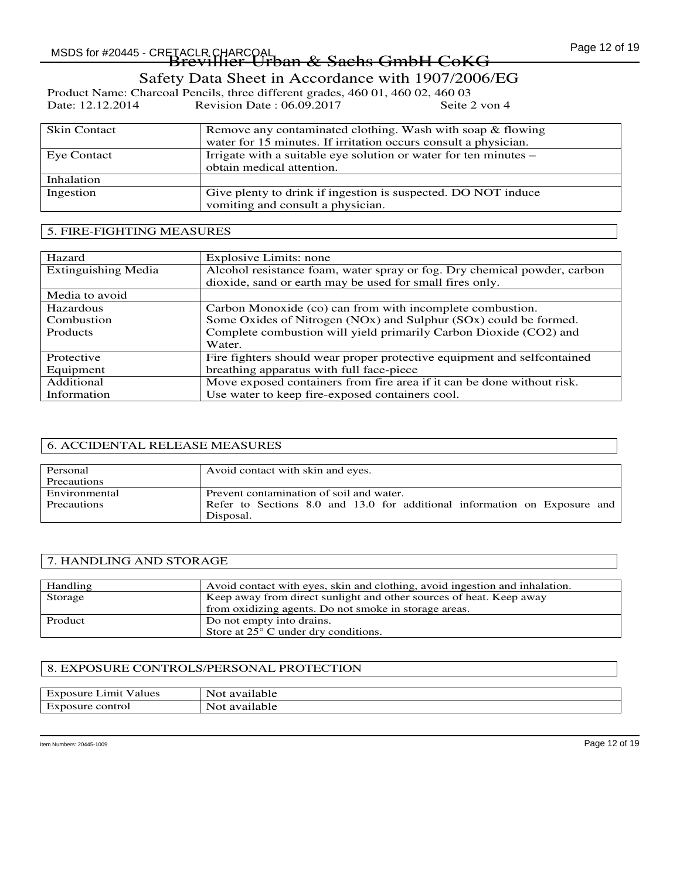Brevillier-Urban & Sachs GmbH CoKG

Safety Data Sheet in Accordance with 1907/2006/EG

Product Name: Charcoal Pencils, three different grades, 460 01, 460 02, 460 03
Date: 12.12.2014 Revision Date : 06.09.2017 Seite 2 von 4

| | |
|---|---|
| Skin Contact | Remove any contaminated clothing. Wash with soap & flowing water for 15 minutes. If irritation occurs consult a physician. |
| Eye Contact | Irrigate with a suitable eye solution or water for ten minutes – obtain medical attention. |
| Inhalation | |
| Ingestion | Give plenty to drink if ingestion is suspected. DO NOT induce vomiting and consult a physician. |

## 5. FIRE-FIGHTING MEASURES

| | |
|---|---|
| Hazard | Explosive Limits: none |
| Extinguishing Media | Alcohol resistance foam, water spray or fog. Dry chemical powder, carbon dioxide, sand or earth may be used for small fires only. |
| Media to avoid | |
| Hazardous Combustion Products | Carbon Monoxide (co) can from with incomplete combustion. Some Oxides of Nitrogen (NOx) and Sulphur (SOx) could be formed. Complete combustion will yield primarily Carbon Dioxide (CO2) and Water. |
| Protective Equipment | Fire fighters should wear proper protective equipment and selfcontained breathing apparatus with full face-piece |
| Additional Information | Move exposed containers from fire area if it can be done without risk. Use water to keep fire-exposed containers cool. |

## 6. ACCIDENTAL RELEASE MEASURES

| | |
|---|---|
| Personal Precautions | Avoid contact with skin and eyes. |
| Environmental Precautions | Prevent contamination of soil and water. Refer to Sections 8.0 and 13.0 for additional information on Exposure and Disposal. |

## 7. HANDLING AND STORAGE

| | |
|---|---|
| Handling | Avoid contact with eyes, skin and clothing, avoid ingestion and inhalation. |
| Storage | Keep away from direct sunlight and other sources of heat. Keep away from oxidizing agents. Do not smoke in storage areas. |
| Product | Do not empty into drains. Store at 25° C under dry conditions. |

## 8. EXPOSURE CONTROLS/PERSONAL PROTECTION

| | |
|---|---|
| Exposure Limit Values | Not available |
| Exposure control | Not available |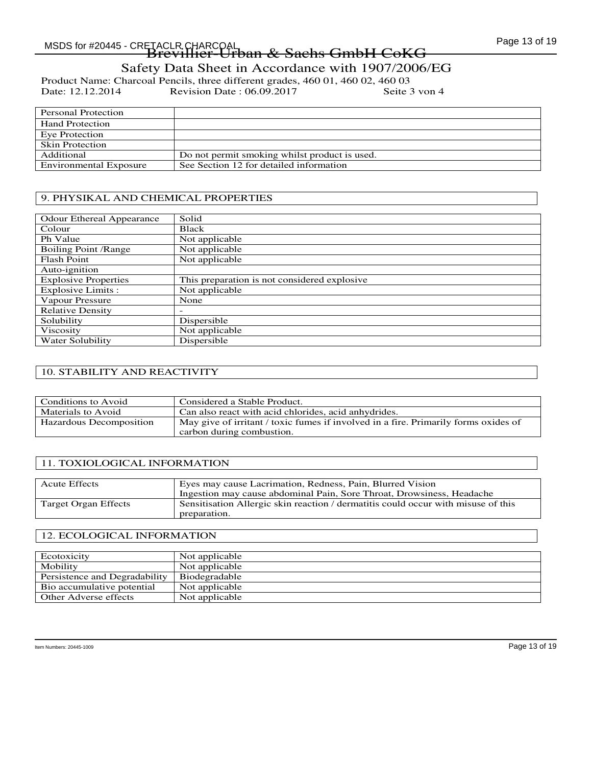# Brevillier-Urban & Sachs GmbH CoKG

Safety Data Sheet in Accordance with 1907/2006/EG

Product Name: Charcoal Pencils, three different grades, 460 01, 460 02, 460 03

Date: 12.12.2014 Revision Date : 06.09.2017 Seite 3 von 4

| Personal Protection | |
|---|---|
| Hand Protection | |
| Eye Protection | |
| Skin Protection | |
| Additional | Do not permit smoking whilst product is used. |
| Environmental Exposure | See Section 12 for detailed information |

## 9. PHYSIKAL AND CHEMICAL PROPERTIES

| Odour Ethereal Appearance | Solid |
|---|---|
| Colour | Black |
| Ph Value | Not applicable |
| Boiling Point /Range | Not applicable |
| Flash Point | Not applicable |
| Auto-ignition | |
| Explosive Properties | This preparation is not considered explosive |
| Explosive Limits : | Not applicable |
| Vapour Pressure | None |
| Relative Density | - |
| Solubility | Dispersible |
| Viscosity | Not applicable |
| Water Solubility | Dispersible |

## 10. STABILITY AND REACTIVITY

| Conditions to Avoid | Considered a Stable Product. |
|---|---|
| Materials to Avoid | Can also react with acid chlorides, acid anhydrides. |
| Hazardous Decomposition | May give of irritant / toxic fumes if involved in a fire. Primarily forms oxides of carbon during combustion. |

## 11. TOXIOLOGICAL INFORMATION

| Acute Effects | Eyes may cause Lacrimation, Redness, Pain, Blurred Vision<br>Ingestion may cause abdominal Pain, Sore Throat, Drowsiness, Headache |
|---|---|
| Target Organ Effects | Sensitisation Allergic skin reaction / dermatitis could occur with misuse of this preparation. |

## 12. ECOLOGICAL INFORMATION

| Ecotoxicity | Not applicable |
|---|---|
| Mobility | Not applicable |
| Persistence and Degradability | Biodegradable |
| Bio accumulative potential | Not applicable |
| Other Adverse effects | Not applicable |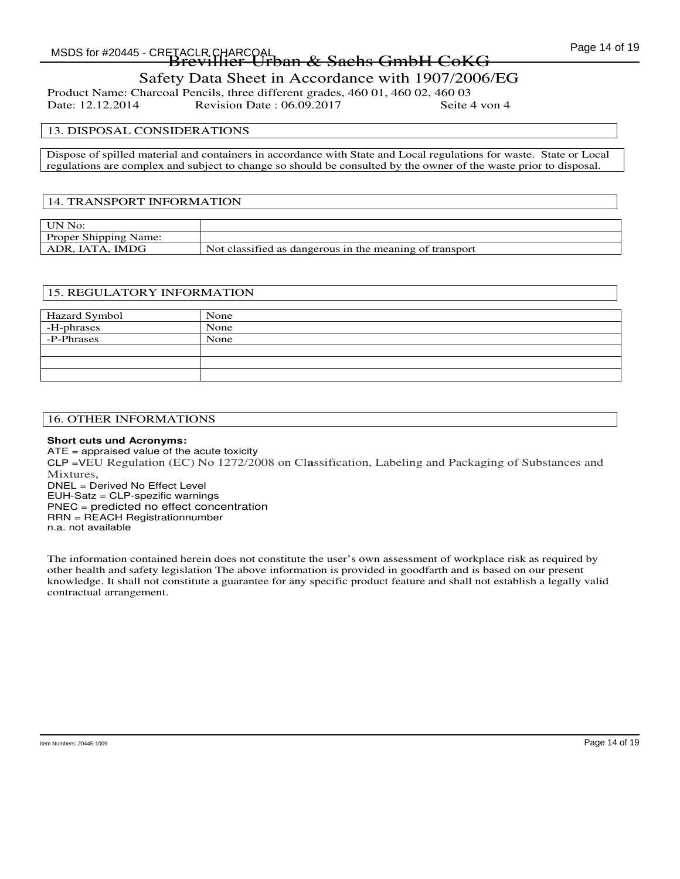# Brevillier-Urban & Sachs GmbH CoKG

## Safety Data Sheet in Accordance with 1907/2006/EG

Product Name: Charcoal Pencils, three different grades, 460 01, 460 02, 460 03

Date: 12.12.2014 Revision Date : 06.09.2017 Seite 4 von 4

## 13. DISPOSAL CONSIDERATIONS

Dispose of spilled material and containers in accordance with State and Local regulations for waste. State or Local regulations are complex and subject to change so should be consulted by the owner of the waste prior to disposal.

## 14. TRANSPORT INFORMATION

| | |
|---|---|
| UN No: | |
| Proper Shipping Name: | |
| ADR, IATA, IMDG | Not classified as dangerous in the meaning of transport |

## 15. REGULATORY INFORMATION

| | |
|---|---|
| Hazard Symbol | None |
| -H-phrases | None |
| -P-Phrases | None |
| | |
| | |
| | |

## 16. OTHER INFORMATIONS

**Short cuts und Acronyms:**

ATE = appraised value of the acute toxicity
CLP =VEU Regulation (EC) No 1272/2008 on Classification, Labeling and Packaging of Substances and Mixtures,
DNEL = Derived No Effect Level
EUH-Satz = CLP-spezific warnings
PNEC = predicted no effect concentration
RRN = REACH Registrationnumber
n.a. not available

The information contained herein does not constitute the user's own assessment of workplace risk as required by other health and safety legislation The above information is provided in goodfarth and is based on our present knowledge. It shall not constitute a guarantee for any specific product feature and shall not establish a legally valid contractual arrangement.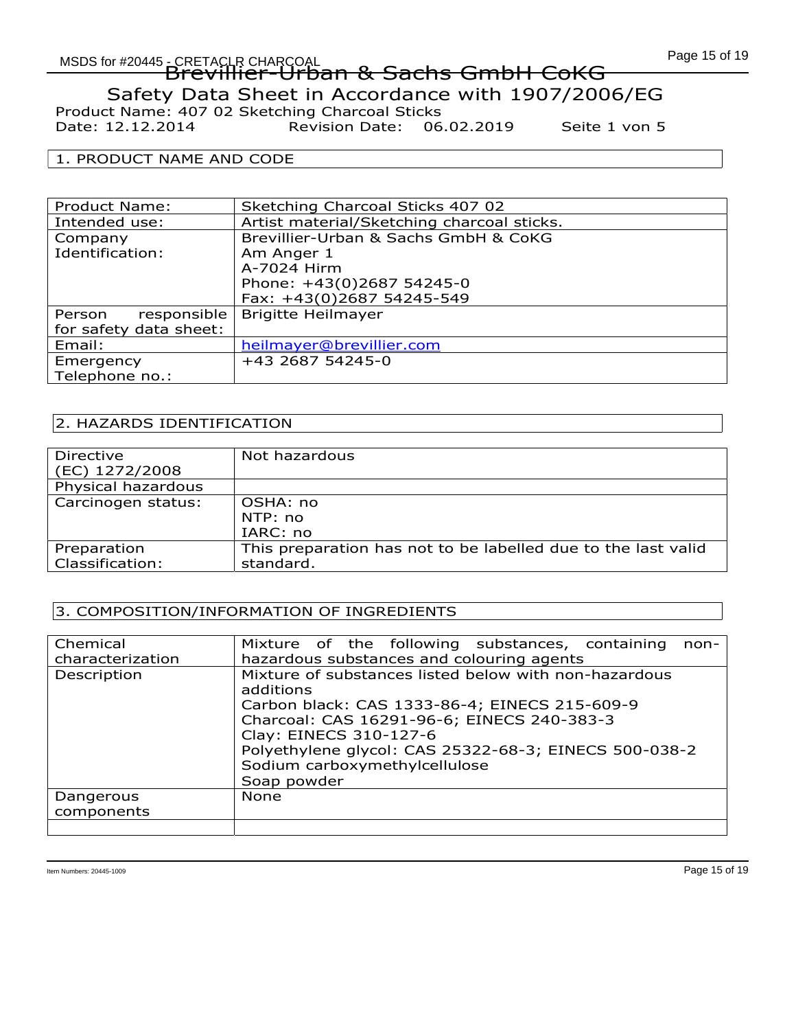# Brevillier-Urban & Sachs GmbH CoKG

## Safety Data Sheet in Accordance with 1907/2006/EG

Product Name: 407 02 Sketching Charcoal Sticks
Date: 12.12.2014 Revision Date: 06.02.2019 Seite 1 von 5

### 1. PRODUCT NAME AND CODE

| | |
|---|---|
| Product Name: | Sketching Charcoal Sticks 407 02 |
| Intended use: | Artist material/Sketching charcoal sticks. |
| Company Identification: | Brevillier-Urban & Sachs GmbH & CoKG<br>Am Anger 1<br>A-7024 Hirm<br>Phone: +43(0)2687 54245-0<br>Fax: +43(0)2687 54245-549 |
| Person responsible for safety data sheet: | Brigitte Heilmayer |
| Email: | heilmayer@brevillier.com |
| Emergency Telephone no.: | +43 2687 54245-0 |

### 2. HAZARDS IDENTIFICATION

| | |
|---|---|
| Directive (EC) 1272/2008 | Not hazardous |
| Physical hazardous | |
| Carcinogen status: | OSHA: no<br>NTP: no<br>IARC: no |
| Preparation Classification: | This preparation has not to be labelled due to the last valid standard. |

### 3. COMPOSITION/INFORMATION OF INGREDIENTS

| | |
|---|---|
| Chemical characterization | Mixture of the following substances, containing non-hazardous substances and colouring agents |
| Description | Mixture of substances listed below with non-hazardous additions<br>Carbon black: CAS 1333-86-4; EINECS 215-609-9<br>Charcoal: CAS 16291-96-6; EINECS 240-383-3<br>Clay: EINECS 310-127-6<br>Polyethylene glycol: CAS 25322-68-3; EINECS 500-038-2<br>Sodium carboxymethylcellulose<br>Soap powder |
| Dangerous components | None |
| | |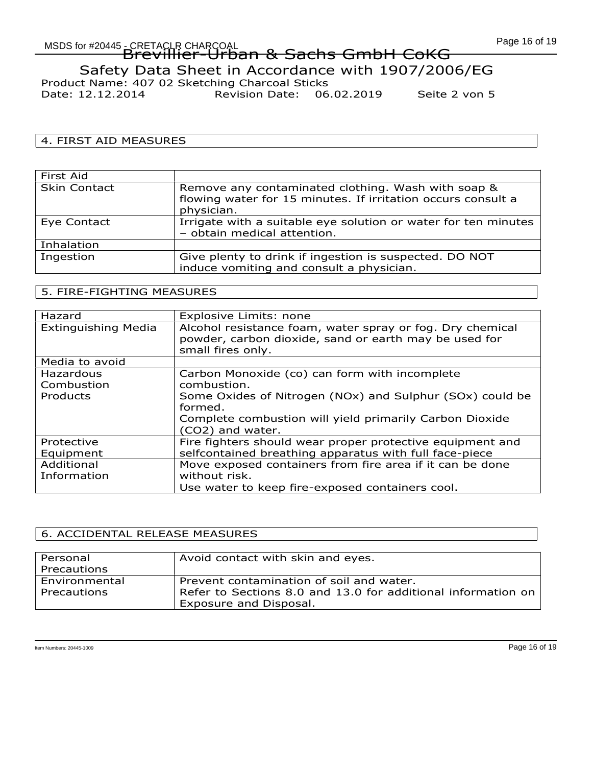# Brevillier-Urban & Sachs GmbH CoKG

## Safety Data Sheet in Accordance with 1907/2006/EG

Product Name: 407 02 Sketching Charcoal Sticks
Date: 12.12.2014 Revision Date: 06.02.2019 Seite 2 von 5

## 4. FIRST AID MEASURES

| First Aid | |
|---|---|
| Skin Contact | Remove any contaminated clothing. Wash with soap & flowing water for 15 minutes. If irritation occurs consult a physician. |
| Eye Contact | Irrigate with a suitable eye solution or water for ten minutes – obtain medical attention. |
| Inhalation | |
| Ingestion | Give plenty to drink if ingestion is suspected. DO NOT induce vomiting and consult a physician. |

## 5. FIRE-FIGHTING MEASURES

| Hazard | Explosive Limits: none |
|---|---|
| Extinguishing Media | Alcohol resistance foam, water spray or fog. Dry chemical powder, carbon dioxide, sand or earth may be used for small fires only. |
| Media to avoid | |
| Hazardous Combustion Products | Carbon Monoxide (co) can form with incomplete combustion.<br>Some Oxides of Nitrogen (NOx) and Sulphur (SOx) could be formed.<br>Complete combustion will yield primarily Carbon Dioxide ($CO_2$) and water. |
| Protective Equipment | Fire fighters should wear proper protective equipment and selfcontained breathing apparatus with full face-piece |
| Additional Information | Move exposed containers from fire area if it can be done without risk.<br>Use water to keep fire-exposed containers cool. |

## 6. ACCIDENTAL RELEASE MEASURES

| Personal Precautions | Avoid contact with skin and eyes. |
|---|---|
| Environmental Precautions | Prevent contamination of soil and water.<br>Refer to Sections 8.0 and 13.0 for additional information on Exposure and Disposal. |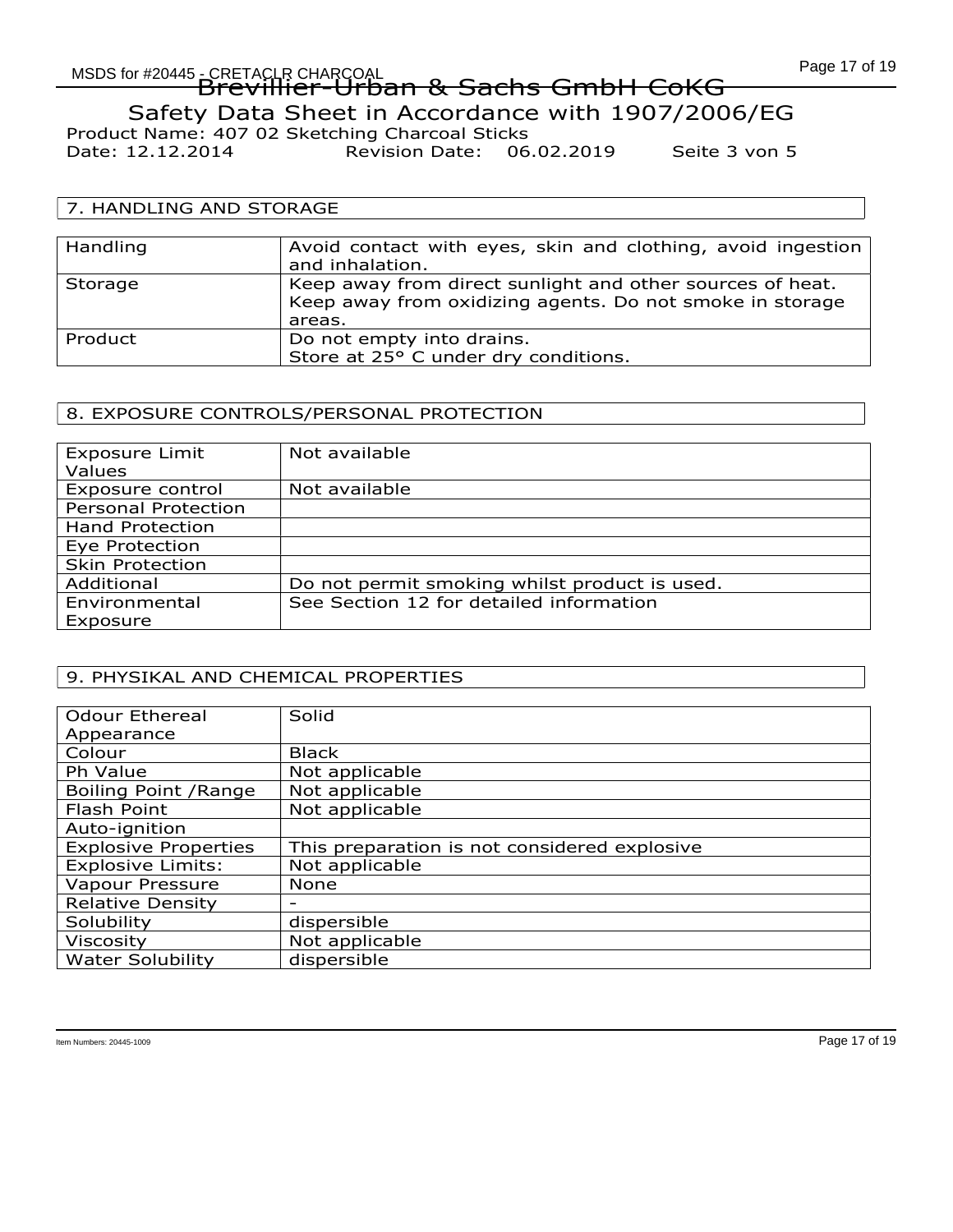Brevillier-Urban & Sachs GmbH CoKG

Safety Data Sheet in Accordance with 1907/2006/EG

Product Name: 407 02 Sketching Charcoal Sticks

Date: 12.12.2014 Revision Date: 06.02.2019 Seite 3 von 5

## 7. HANDLING AND STORAGE

| | |
|---|---|
| Handling | Avoid contact with eyes, skin and clothing, avoid ingestion and inhalation. |
| Storage | Keep away from direct sunlight and other sources of heat. Keep away from oxidizing agents. Do not smoke in storage areas. |
| Product | Do not empty into drains. Store at 25° C under dry conditions. |

## 8. EXPOSURE CONTROLS/PERSONAL PROTECTION

| | |
|---|---|
| Exposure Limit Values | Not available |
| Exposure control | Not available |
| Personal Protection | |
| Hand Protection | |
| Eye Protection | |
| Skin Protection | |
| Additional | Do not permit smoking whilst product is used. |
| Environmental Exposure | See Section 12 for detailed information |

## 9. PHYSIKAL AND CHEMICAL PROPERTIES

| | |
|---|---|
| Odour Ethereal Appearance | Solid |
| Colour | Black |
| Ph Value | Not applicable |
| Boiling Point /Range | Not applicable |
| Flash Point | Not applicable |
| Auto-ignition | |
| Explosive Properties | This preparation is not considered explosive |
| Explosive Limits: | Not applicable |
| Vapour Pressure | None |
| Relative Density | - |
| Solubility | dispersible |
| Viscosity | Not applicable |
| Water Solubility | dispersible |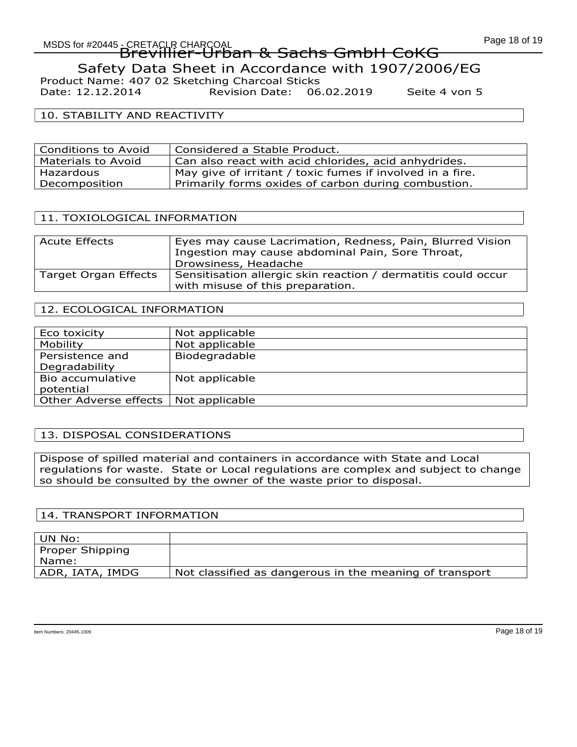Brevillier-Urban & Sachs GmbH CoKG

Safety Data Sheet in Accordance with 1907/2006/EG

Product Name: 407 02 Sketching Charcoal Sticks

Date: 12.12.2014 Revision Date: 06.02.2019 Seite 4 von 5

## 10. STABILITY AND REACTIVITY

| Conditions to Avoid | Considered a Stable Product. |
|---|---|
| Materials to Avoid | Can also react with acid chlorides, acid anhydrides. |
| Hazardous Decomposition | May give of irritant / toxic fumes if involved in a fire. Primarily forms oxides of carbon during combustion. |

## 11. TOXIOLOGICAL INFORMATION

| Acute Effects | Eyes may cause Lacrimation, Redness, Pain, Blurred Vision Ingestion may cause abdominal Pain, Sore Throat, Drowsiness, Headache |
|---|---|
| Target Organ Effects | Sensitisation allergic skin reaction / dermatitis could occur with misuse of this preparation. |

## 12. ECOLOGICAL INFORMATION

| Eco toxicity | Not applicable |
|---|---|
| Mobility | Not applicable |
| Persistence and Degradability | Biodegradable |
| Bio accumulative potential | Not applicable |
| Other Adverse effects | Not applicable |

## 13. DISPOSAL CONSIDERATIONS

Dispose of spilled material and containers in accordance with State and Local regulations for waste. State or Local regulations are complex and subject to change so should be consulted by the owner of the waste prior to disposal.

## 14. TRANSPORT INFORMATION

| UN No: | |
|---|---|
| Proper Shipping Name: | |
| ADR, IATA, IMDG | Not classified as dangerous in the meaning of transport |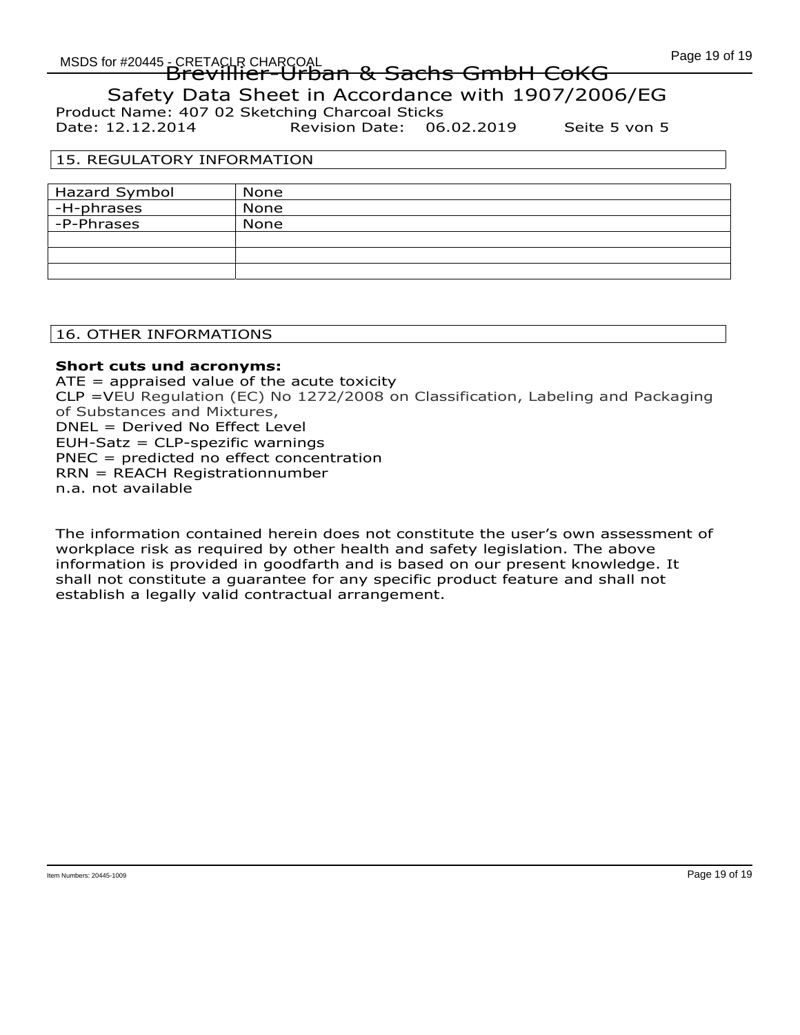# Brevillier-Urban & Sachs GmbH CoKG

## Safety Data Sheet in Accordance with 1907/2006/EG

Product Name: 407 02 Sketching Charcoal Sticks
Date: 12.12.2014 Revision Date: 06.02.2019 Seite 5 von 5

## 15. REGULATORY INFORMATION

| | |
|---|---|
| Hazard Symbol | None |
| -H-phrases | None |
| -P-Phrases | None |
| | |
| | |
| | |

## 16. OTHER INFORMATIONS

**Short cuts und acronyms:**

ATE = appraised value of the acute toxicity
CLP =VEU Regulation (EC) No 1272/2008 on Classification, Labeling and Packaging of Substances and Mixtures,
DNEL = Derived No Effect Level
EUH-Satz = CLP-spezific warnings
PNEC = predicted no effect concentration
RRN = REACH Registrationnumber
n.a. not available

The information contained herein does not constitute the user's own assessment of workplace risk as required by other health and safety legislation. The above information is provided in goodfarth and is based on our present knowledge. It shall not constitute a guarantee for any specific product feature and shall not establish a legally valid contractual arrangement.